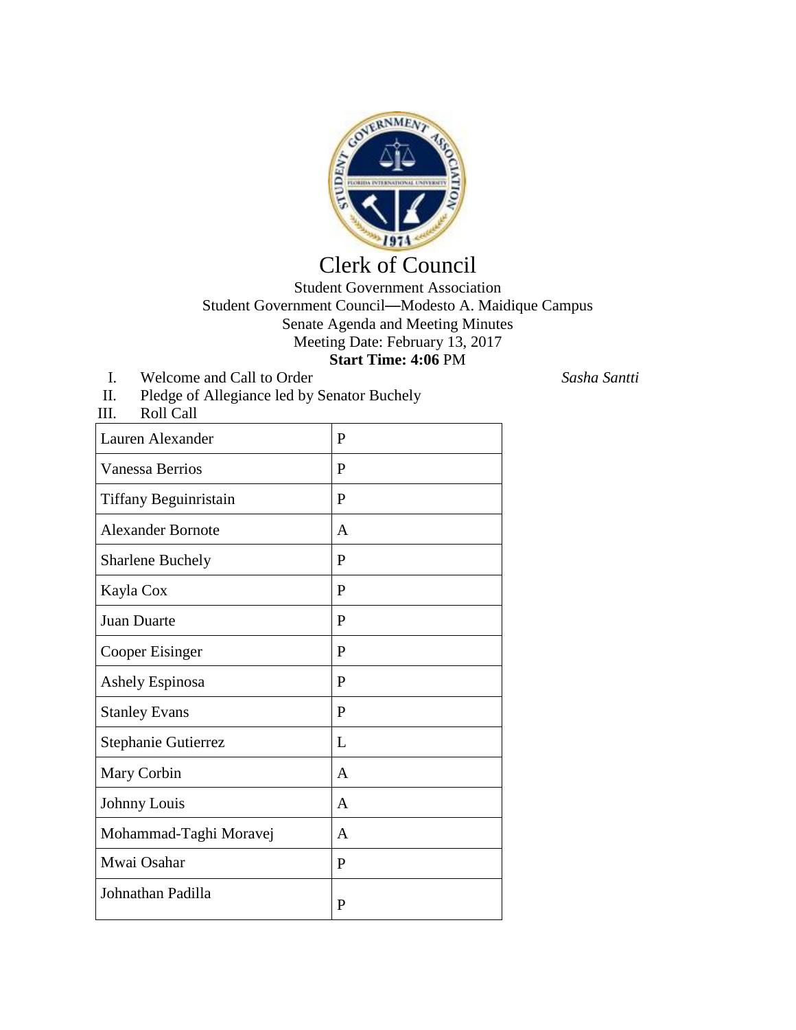# Clerk of Council

Student Government Association
Student Government Council—Modesto A. Maidique Campus
Senate Agenda and Meeting Minutes
Meeting Date: February 13, 2017
**Start Time: 4:06** PM

I. Welcome and Call to Order *Sasha Santti*

II. Pledge of Allegiance led by Senator Buchely

III. Roll Call

| | |
|---|---|
| Lauren Alexander | P |
| Vanessa Berrios | P |
| Tiffany Beguinristain | P |
| Alexander Bornote | A |
| Sharlene Buchely | P |
| Kayla Cox | P |
| Juan Duarte | P |
| Cooper Eisinger | P |
| Ashely Espinosa | P |
| Stanley Evans | P |
| Stephanie Gutierrez | L |
| Mary Corbin | A |
| Johnny Louis | A |
| Mohammad-Taghi Moravej | A |
| Mwai Osahar | P |
| Johnathan Padilla | P |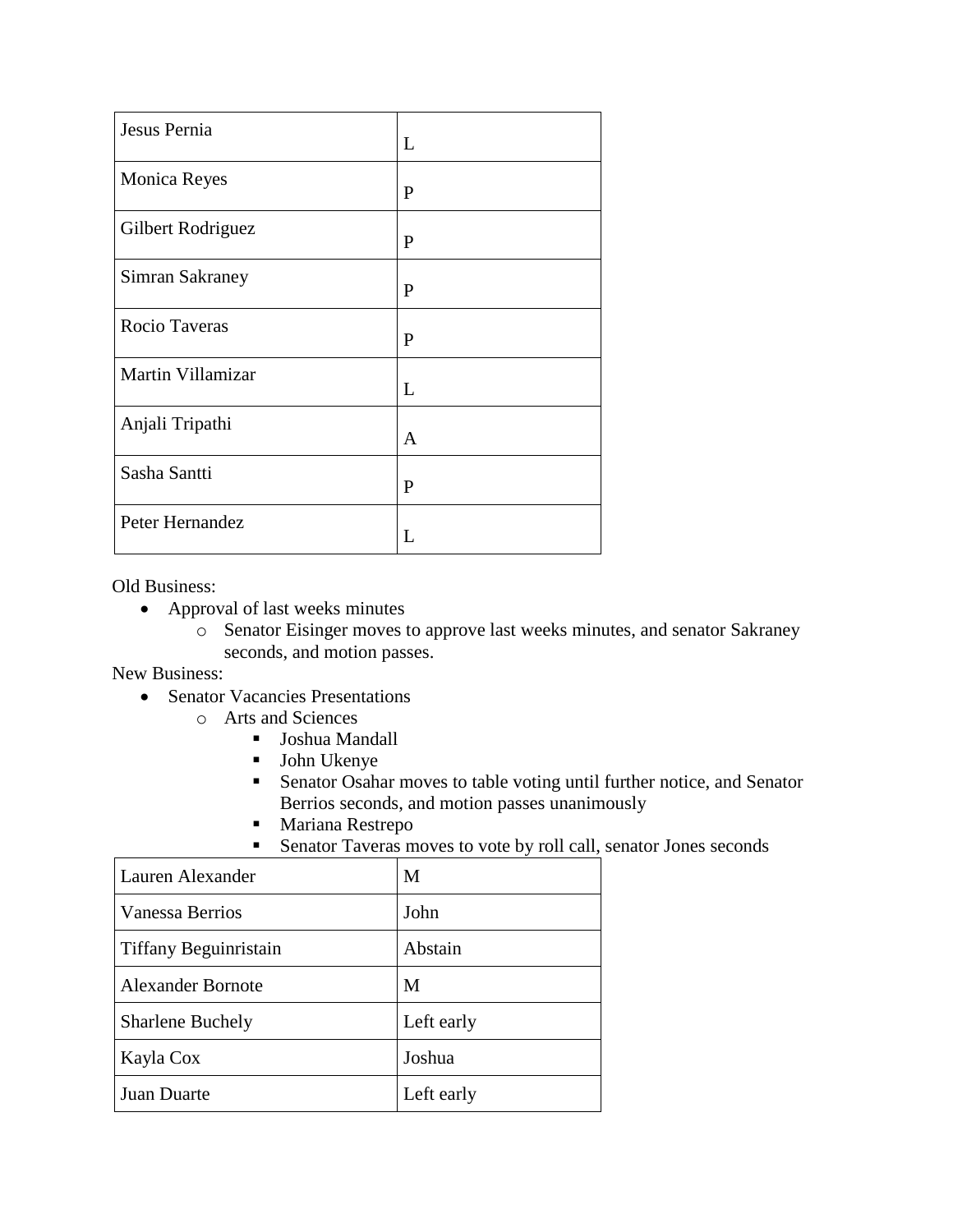| Jesus Pernia | L |
| --- | --- |
| Monica Reyes | P |
| Gilbert Rodriguez | P |
| Simran Sakraney | P |
| Rocio Taveras | P |
| Martin Villamizar | L |
| Anjali Tripathi | A |
| Sasha Santti | P |
| Peter Hernandez | L |

Old Business:

- Approval of last weeks minutes
  - Senator Eisinger moves to approve last weeks minutes, and senator Sakraney seconds, and motion passes.

New Business:

- Senator Vacancies Presentations
  - Arts and Sciences
    - Joshua Mandall
    - John Ukenye
    - Senator Osahar moves to table voting until further notice, and Senator Berrios seconds, and motion passes unanimously
    - Mariana Restrepo
    - Senator Taveras moves to vote by roll call, senator Jones seconds

| Lauren Alexander | M |
| --- | --- |
| Vanessa Berrios | John |
| Tiffany Beguinristain | Abstain |
| Alexander Bornote | M |
| Sharlene Buchely | Left early |
| Kayla Cox | Joshua |
| Juan Duarte | Left early |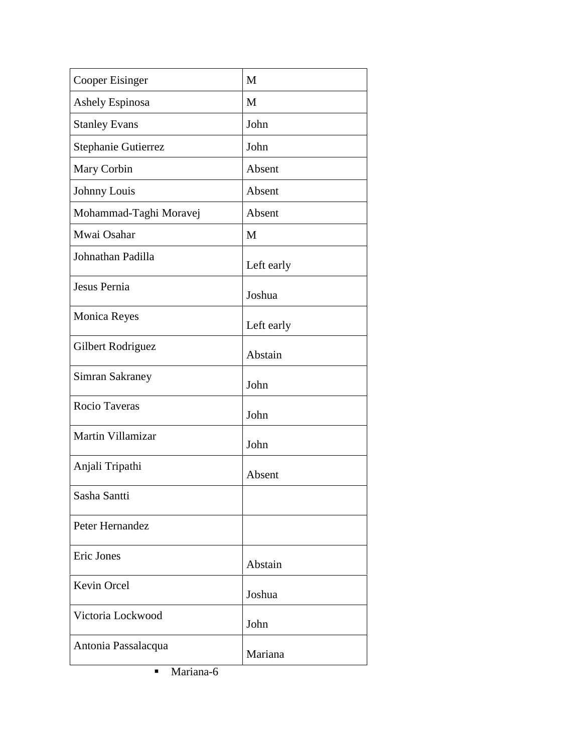| | |
|---|---|
| Cooper Eisinger | M |
| Ashely Espinosa | M |
| Stanley Evans | John |
| Stephanie Gutierrez | John |
| Mary Corbin | Absent |
| Johnny Louis | Absent |
| Mohammad-Taghi Moravej | Absent |
| Mwai Osahar | M |
| Johnathan Padilla | Left early |
| Jesus Pernia | Joshua |
| Monica Reyes | Left early |
| Gilbert Rodriguez | Abstain |
| Simran Sakraney | John |
| Rocio Taveras | John |
| Martin Villamizar | John |
| Anjali Tripathi | Absent |
| Sasha Santti | |
| Peter Hernandez | |
| Eric Jones | Abstain |
| Kevin Orcel | Joshua |
| Victoria Lockwood | John |
| Antonia Passalacqua | Mariana |

- Mariana-6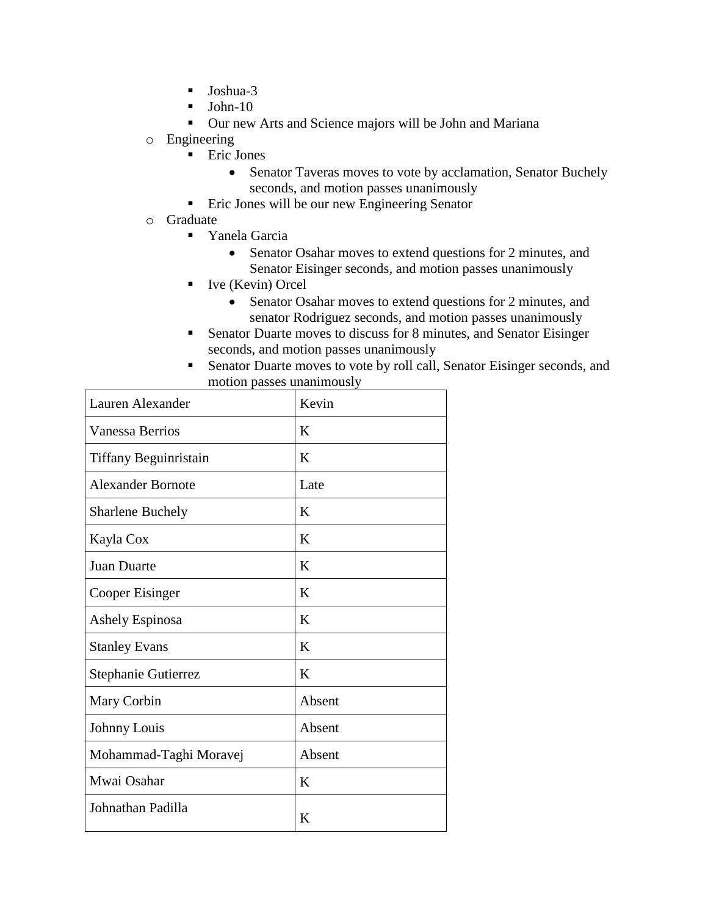- Joshua-3
- John-10
- Our new Arts and Science majors will be John and Mariana

- Engineering
  - Eric Jones
    - Senator Taveras moves to vote by acclamation, Senator Buchely seconds, and motion passes unanimously
  - Eric Jones will be our new Engineering Senator
- Graduate
  - Yanela Garcia
    - Senator Osahar moves to extend questions for 2 minutes, and Senator Eisinger seconds, and motion passes unanimously
  - Ive (Kevin) Orcel
    - Senator Osahar moves to extend questions for 2 minutes, and senator Rodriguez seconds, and motion passes unanimously
  - Senator Duarte moves to discuss for 8 minutes, and Senator Eisinger seconds, and motion passes unanimously
  - Senator Duarte moves to vote by roll call, Senator Eisinger seconds, and motion passes unanimously

| Lauren Alexander | Kevin |
|---|---|
| Vanessa Berrios | K |
| Tiffany Beguinristain | K |
| Alexander Bornote | Late |
| Sharlene Buchely | K |
| Kayla Cox | K |
| Juan Duarte | K |
| Cooper Eisinger | K |
| Ashely Espinosa | K |
| Stanley Evans | K |
| Stephanie Gutierrez | K |
| Mary Corbin | Absent |
| Johnny Louis | Absent |
| Mohammad-Taghi Moravej | Absent |
| Mwai Osahar | K |
| Johnathan Padilla | K |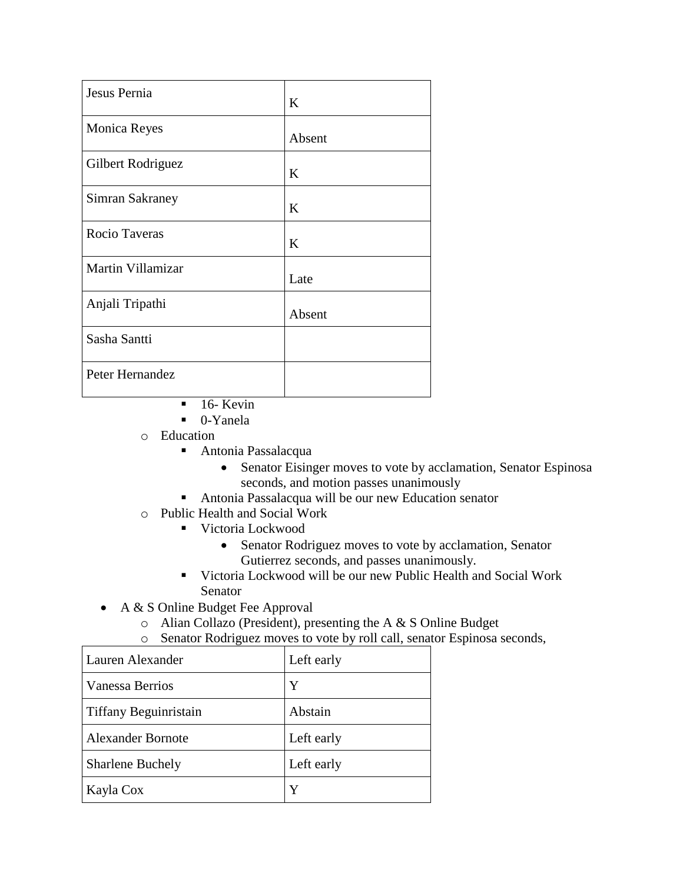| Jesus Pernia | K |
|---|---|
| Monica Reyes | Absent |
| Gilbert Rodriguez | K |
| Simran Sakraney | K |
| Rocio Taveras | K |
| Martin Villamizar | Late |
| Anjali Tripathi | Absent |
| Sasha Santti | |
| Peter Hernandez | |

        - 16- Kevin
        - 0-Yanela
    - Education
        - Antonia Passalacqua
            - Senator Eisinger moves to vote by acclamation, Senator Espinosa seconds, and motion passes unanimously
        - Antonia Passalacqua will be our new Education senator
    - Public Health and Social Work
        - Victoria Lockwood
            - Senator Rodriguez moves to vote by acclamation, Senator Gutierrez seconds, and passes unanimously.
        - Victoria Lockwood will be our new Public Health and Social Work Senator
- A & S Online Budget Fee Approval
    - Alian Collazo (President), presenting the A & S Online Budget
    - Senator Rodriguez moves to vote by roll call, senator Espinosa seconds,

| Lauren Alexander | Left early |
|---|---|
| Vanessa Berrios | Y |
| Tiffany Beguinristain | Abstain |
| Alexander Bornote | Left early |
| Sharlene Buchely | Left early |
| Kayla Cox | Y |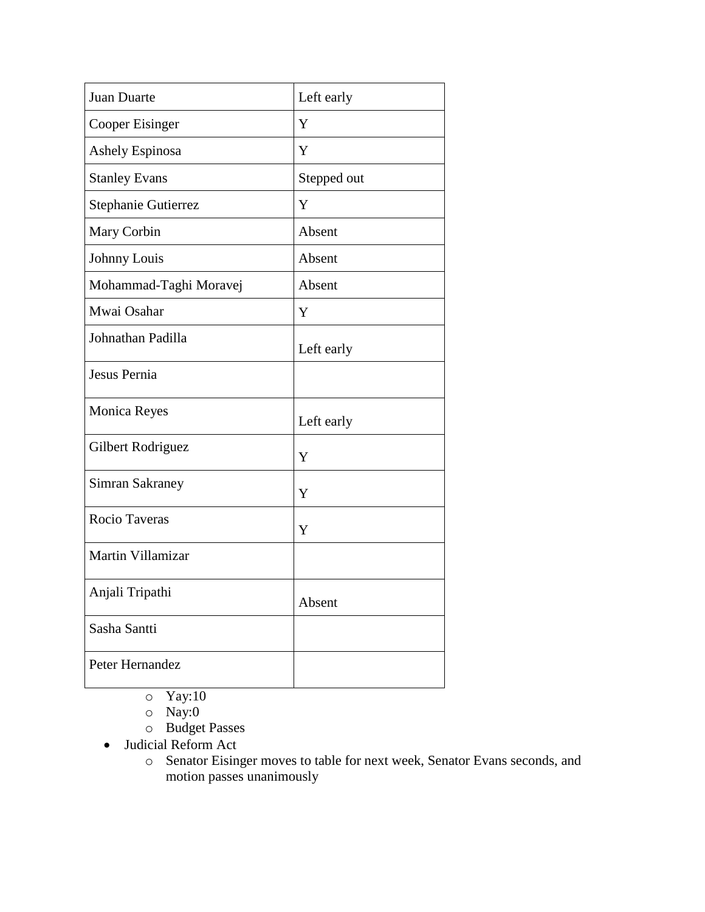| Juan Duarte | Left early |
|---|---|
| Cooper Eisinger | Y |
| Ashely Espinosa | Y |
| Stanley Evans | Stepped out |
| Stephanie Gutierrez | Y |
| Mary Corbin | Absent |
| Johnny Louis | Absent |
| Mohammad-Taghi Moravej | Absent |
| Mwai Osahar | Y |
| Johnathan Padilla | Left early |
| Jesus Pernia | |
| Monica Reyes | Left early |
| Gilbert Rodriguez | Y |
| Simran Sakraney | Y |
| Rocio Taveras | Y |
| Martin Villamizar | |
| Anjali Tripathi | Absent |
| Sasha Santti | |
| Peter Hernandez | |

  - Yay:10
  - Nay:0
  - Budget Passes
- Judicial Reform Act
  - Senator Eisinger moves to table for next week, Senator Evans seconds, and motion passes unanimously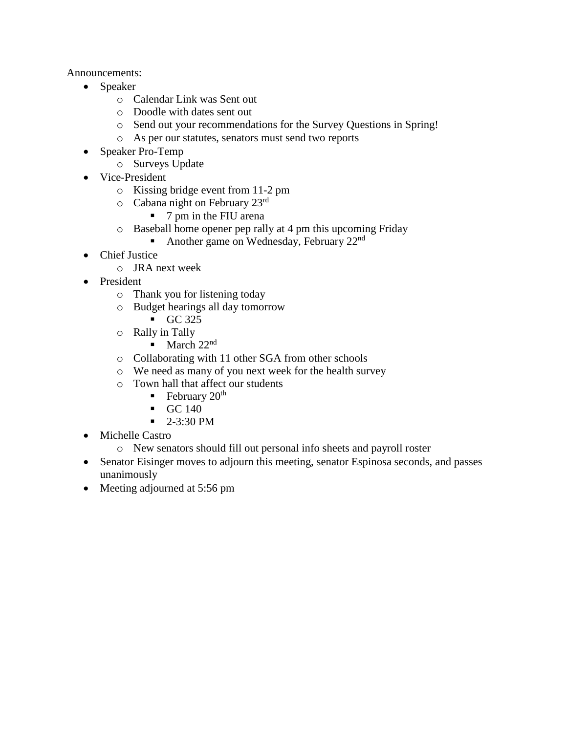Announcements:

- Speaker
  - Calendar Link was Sent out
  - Doodle with dates sent out
  - Send out your recommendations for the Survey Questions in Spring!
  - As per our statutes, senators must send two reports
- Speaker Pro-Temp
  - Surveys Update
- Vice-President
  - Kissing bridge event from 11-2 pm
  - Cabana night on February 23rd
    - 7 pm in the FIU arena
  - Baseball home opener pep rally at 4 pm this upcoming Friday
    - Another game on Wednesday, February 22nd
- Chief Justice
  - JRA next week
- President
  - Thank you for listening today
  - Budget hearings all day tomorrow
    - GC 325
  - Rally in Tally
    - March 22nd
  - Collaborating with 11 other SGA from other schools
  - We need as many of you next week for the health survey
  - Town hall that affect our students
    - February 20th
    - GC 140
    - 2-3:30 PM
- Michelle Castro
  - New senators should fill out personal info sheets and payroll roster
- Senator Eisinger moves to adjourn this meeting, senator Espinosa seconds, and passes unanimously
- Meeting adjourned at 5:56 pm